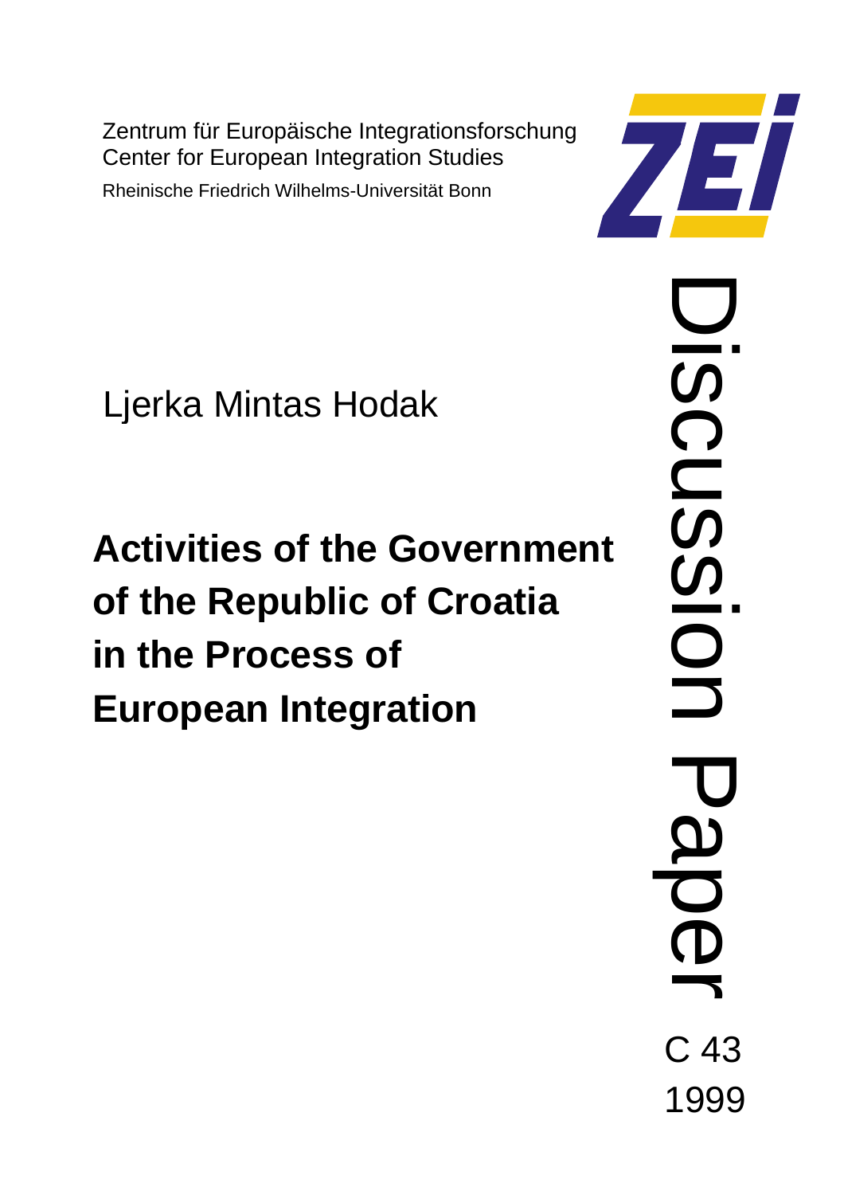Zentrum für Europäische Integrationsforschung
Center for European Integration Studies
Rheinische Friedrich Wilhelms-Universität Bonn

ZEI

Ljerka Mintas Hodak

# Activities of the Government of the Republic of Croatia in the Process of European Integration

Discussion Paper

C 43
1999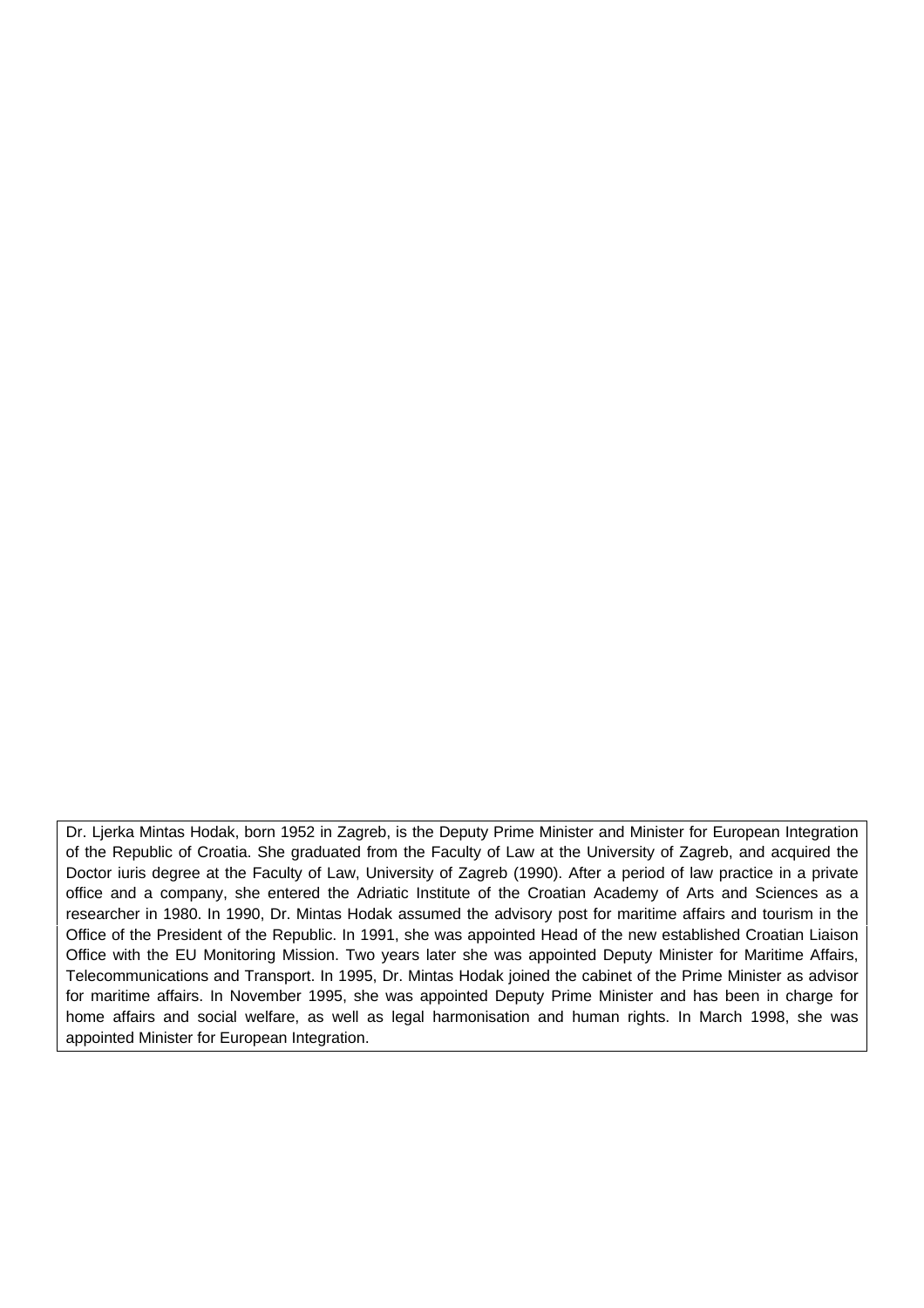Dr. Ljerka Mintas Hodak, born 1952 in Zagreb, is the Deputy Prime Minister and Minister for European Integration of the Republic of Croatia. She graduated from the Faculty of Law at the University of Zagreb, and acquired the Doctor iuris degree at the Faculty of Law, University of Zagreb (1990). After a period of law practice in a private office and a company, she entered the Adriatic Institute of the Croatian Academy of Arts and Sciences as a researcher in 1980. In 1990, Dr. Mintas Hodak assumed the advisory post for maritime affairs and tourism in the Office of the President of the Republic. In 1991, she was appointed Head of the new established Croatian Liaison Office with the EU Monitoring Mission. Two years later she was appointed Deputy Minister for Maritime Affairs, Telecommunications and Transport. In 1995, Dr. Mintas Hodak joined the cabinet of the Prime Minister as advisor for maritime affairs. In November 1995, she was appointed Deputy Prime Minister and has been in charge for home affairs and social welfare, as well as legal harmonisation and human rights. In March 1998, she was appointed Minister for European Integration.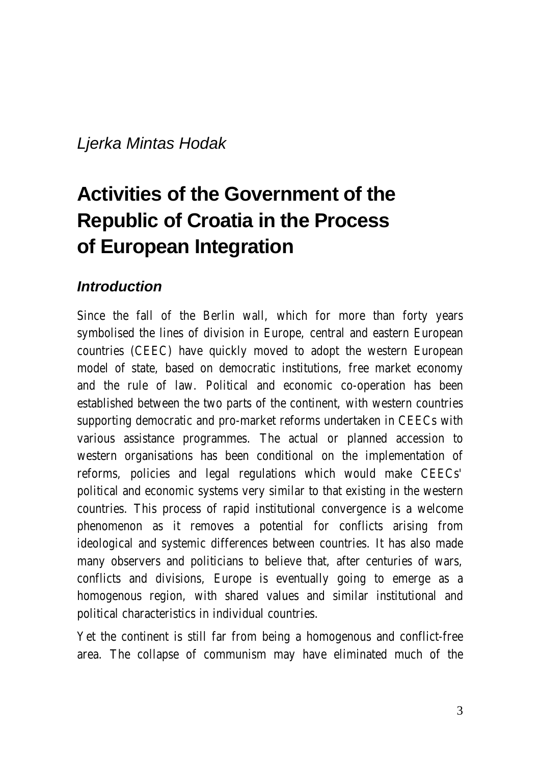*Ljerka Mintas Hodak*

# Activities of the Government of the Republic of Croatia in the Process of European Integration

## *Introduction*

Since the fall of the Berlin wall, which for more than forty years symbolised the lines of division in Europe, central and eastern European countries (CEEC) have quickly moved to adopt the western European model of state, based on democratic institutions, free market economy and the rule of law. Political and economic co-operation has been established between the two parts of the continent, with western countries supporting democratic and pro-market reforms undertaken in CEECs with various assistance programmes. The actual or planned accession to western organisations has been conditional on the implementation of reforms, policies and legal regulations which would make CEECs' political and economic systems very similar to that existing in the western countries. This process of rapid institutional convergence is a welcome phenomenon as it removes a potential for conflicts arising from ideological and systemic differences between countries. It has also made many observers and politicians to believe that, after centuries of wars, conflicts and divisions, Europe is eventually going to emerge as a homogenous region, with shared values and similar institutional and political characteristics in individual countries.

Yet the continent is still far from being a homogenous and conflict-free area. The collapse of communism may have eliminated much of the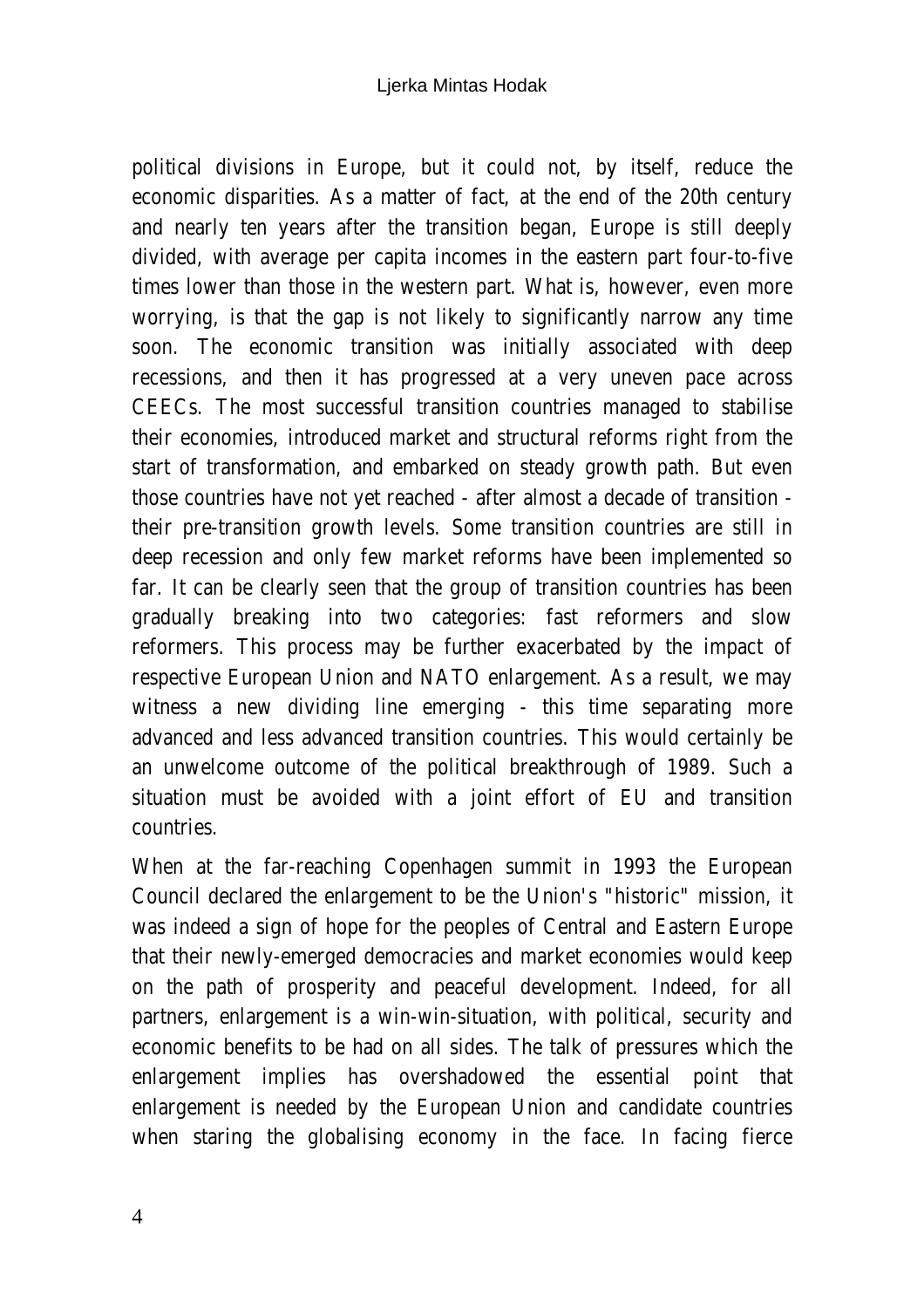political divisions in Europe, but it could not, by itself, reduce the economic disparities. As a matter of fact, at the end of the 20th century and nearly ten years after the transition began, Europe is still deeply divided, with average per capita incomes in the eastern part four-to-five times lower than those in the western part. What is, however, even more worrying, is that the gap is not likely to significantly narrow any time soon. The economic transition was initially associated with deep recessions, and then it has progressed at a very uneven pace across CEECs. The most successful transition countries managed to stabilise their economies, introduced market and structural reforms right from the start of transformation, and embarked on steady growth path. But even those countries have not yet reached - after almost a decade of transition - their pre-transition growth levels. Some transition countries are still in deep recession and only few market reforms have been implemented so far. It can be clearly seen that the group of transition countries has been gradually breaking into two categories: fast reformers and slow reformers. This process may be further exacerbated by the impact of respective European Union and NATO enlargement. As a result, we may witness a new dividing line emerging - this time separating more advanced and less advanced transition countries. This would certainly be an unwelcome outcome of the political breakthrough of 1989. Such a situation must be avoided with a joint effort of EU and transition countries.

When at the far-reaching Copenhagen summit in 1993 the European Council declared the enlargement to be the Union's "historic" mission, it was indeed a sign of hope for the peoples of Central and Eastern Europe that their newly-emerged democracies and market economies would keep on the path of prosperity and peaceful development. Indeed, for all partners, enlargement is a win-win-situation, with political, security and economic benefits to be had on all sides. The talk of pressures which the enlargement implies has overshadowed the essential point that enlargement is needed by the European Union and candidate countries when staring the globalising economy in the face. In facing fierce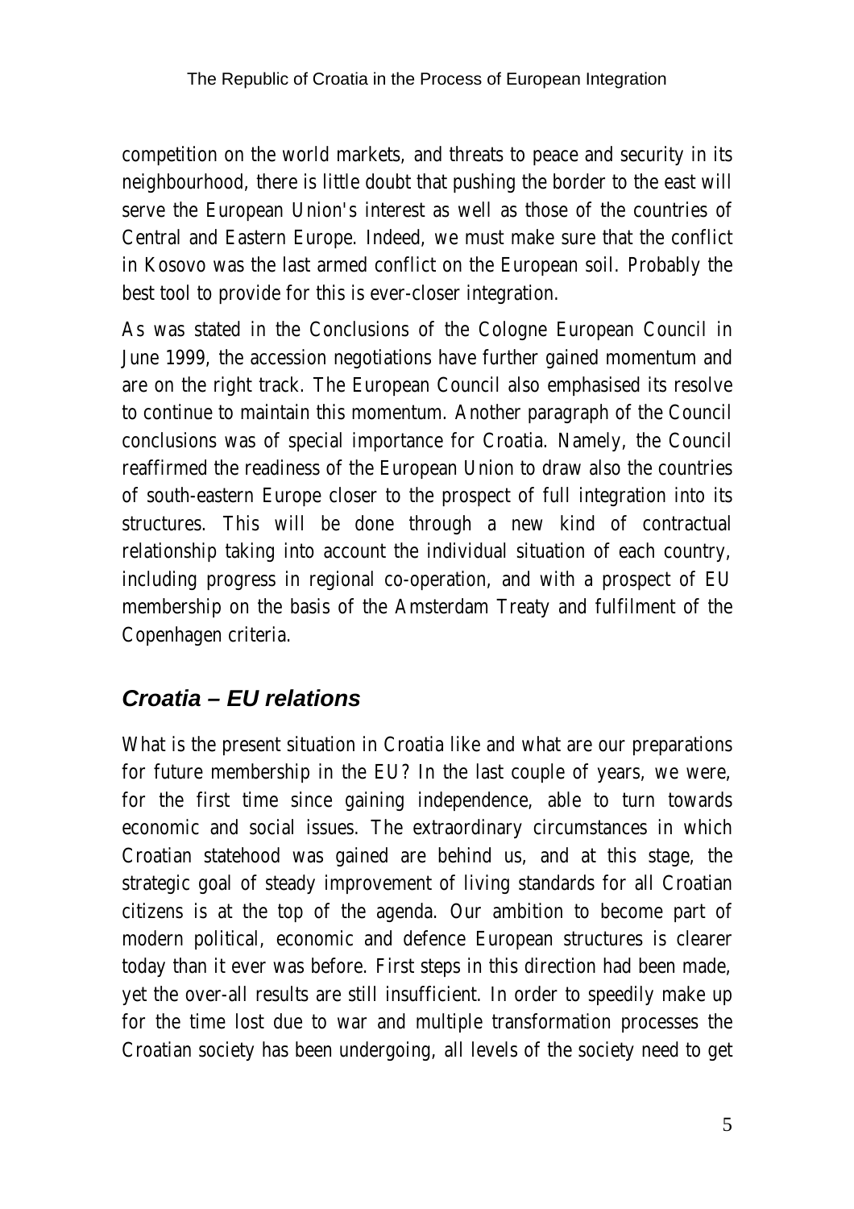competition on the world markets, and threats to peace and security in its neighbourhood, there is little doubt that pushing the border to the east will serve the European Union's interest as well as those of the countries of Central and Eastern Europe. Indeed, we must make sure that the conflict in Kosovo was the last armed conflict on the European soil. Probably the best tool to provide for this is ever-closer integration.

As was stated in the Conclusions of the Cologne European Council in June 1999, the accession negotiations have further gained momentum and are on the right track. The European Council also emphasised its resolve to continue to maintain this momentum. Another paragraph of the Council conclusions was of special importance for Croatia. Namely, the Council reaffirmed the readiness of the European Union to draw also the countries of south-eastern Europe closer to the prospect of full integration into its structures. This will be done through a new kind of contractual relationship taking into account the individual situation of each country, including progress in regional co-operation, and with a prospect of EU membership on the basis of the Amsterdam Treaty and fulfilment of the Copenhagen criteria.

## *Croatia – EU relations*

What is the present situation in Croatia like and what are our preparations for future membership in the EU? In the last couple of years, we were, for the first time since gaining independence, able to turn towards economic and social issues. The extraordinary circumstances in which Croatian statehood was gained are behind us, and at this stage, the strategic goal of steady improvement of living standards for all Croatian citizens is at the top of the agenda. Our ambition to become part of modern political, economic and defence European structures is clearer today than it ever was before. First steps in this direction had been made, yet the over-all results are still insufficient. In order to speedily make up for the time lost due to war and multiple transformation processes the Croatian society has been undergoing, all levels of the society need to get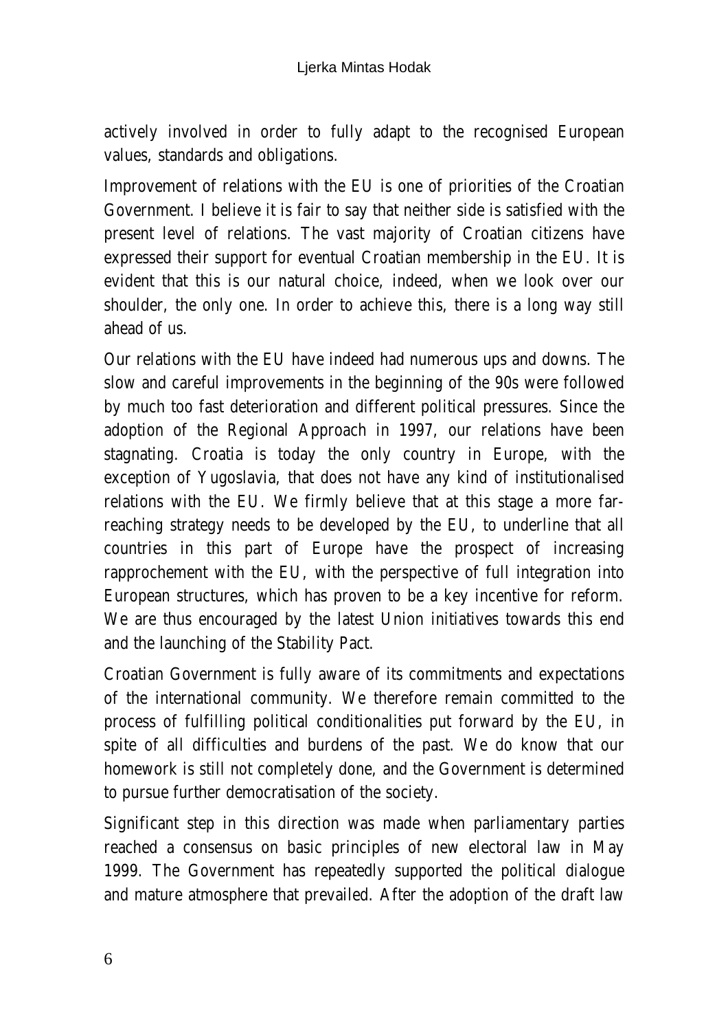actively involved in order to fully adapt to the recognised European values, standards and obligations.

Improvement of relations with the EU is one of priorities of the Croatian Government. I believe it is fair to say that neither side is satisfied with the present level of relations. The vast majority of Croatian citizens have expressed their support for eventual Croatian membership in the EU. It is evident that this is our natural choice, indeed, when we look over our shoulder, the only one. In order to achieve this, there is a long way still ahead of us.

Our relations with the EU have indeed had numerous ups and downs. The slow and careful improvements in the beginning of the 90s were followed by much too fast deterioration and different political pressures. Since the adoption of the Regional Approach in 1997, our relations have been stagnating. Croatia is today the only country in Europe, with the exception of Yugoslavia, that does not have any kind of institutionalised relations with the EU. We firmly believe that at this stage a more far-reaching strategy needs to be developed by the EU, to underline that all countries in this part of Europe have the prospect of increasing rapprochement with the EU, with the perspective of full integration into European structures, which has proven to be a key incentive for reform. We are thus encouraged by the latest Union initiatives towards this end and the launching of the Stability Pact.

Croatian Government is fully aware of its commitments and expectations of the international community. We therefore remain committed to the process of fulfilling political conditionalities put forward by the EU, in spite of all difficulties and burdens of the past. We do know that our homework is still not completely done, and the Government is determined to pursue further democratisation of the society.

Significant step in this direction was made when parliamentary parties reached a consensus on basic principles of new electoral law in May 1999. The Government has repeatedly supported the political dialogue and mature atmosphere that prevailed. After the adoption of the draft law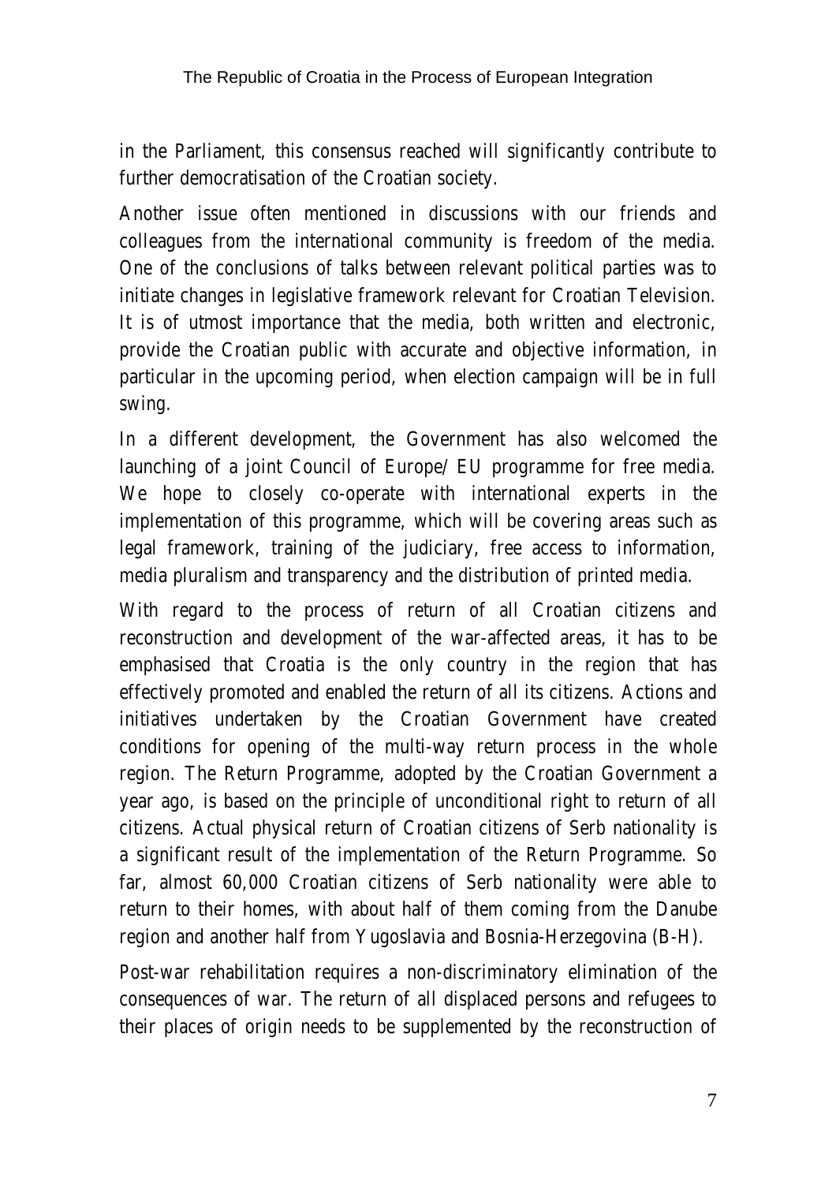in the Parliament, this consensus reached will significantly contribute to further democratisation of the Croatian society.

Another issue often mentioned in discussions with our friends and colleagues from the international community is freedom of the media. One of the conclusions of talks between relevant political parties was to initiate changes in legislative framework relevant for Croatian Television. It is of utmost importance that the media, both written and electronic, provide the Croatian public with accurate and objective information, in particular in the upcoming period, when election campaign will be in full swing.

In a different development, the Government has also welcomed the launching of a joint Council of Europe/ EU programme for free media. We hope to closely co-operate with international experts in the implementation of this programme, which will be covering areas such as legal framework, training of the judiciary, free access to information, media pluralism and transparency and the distribution of printed media.

With regard to the process of return of all Croatian citizens and reconstruction and development of the war-affected areas, it has to be emphasised that Croatia is the only country in the region that has effectively promoted and enabled the return of all its citizens. Actions and initiatives undertaken by the Croatian Government have created conditions for opening of the multi-way return process in the whole region. The Return Programme, adopted by the Croatian Government a year ago, is based on the principle of unconditional right to return of all citizens. Actual physical return of Croatian citizens of Serb nationality is a significant result of the implementation of the Return Programme. So far, almost 60,000 Croatian citizens of Serb nationality were able to return to their homes, with about half of them coming from the Danube region and another half from Yugoslavia and Bosnia-Herzegovina (B-H).

Post-war rehabilitation requires a non-discriminatory elimination of the consequences of war. The return of all displaced persons and refugees to their places of origin needs to be supplemented by the reconstruction of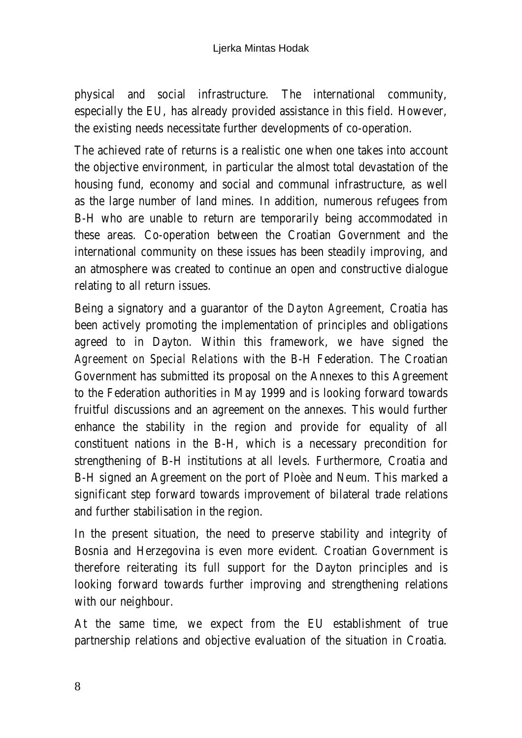physical and social infrastructure. The international community, especially the EU, has already provided assistance in this field. However, the existing needs necessitate further developments of co-operation.

The achieved rate of returns is a realistic one when one takes into account the objective environment, in particular the almost total devastation of the housing fund, economy and social and communal infrastructure, as well as the large number of land mines. In addition, numerous refugees from B-H who are unable to return are temporarily being accommodated in these areas. Co-operation between the Croatian Government and the international community on these issues has been steadily improving, and an atmosphere was created to continue an open and constructive dialogue relating to all return issues.

Being a signatory and a guarantor of the *Dayton Agreement*, Croatia has been actively promoting the implementation of principles and obligations agreed to in Dayton. Within this framework, we have signed the *Agreement on Special Relations* with the B-H Federation. The Croatian Government has submitted its proposal on the Annexes to this Agreement to the Federation authorities in May 1999 and is looking forward towards fruitful discussions and an agreement on the annexes. This would further enhance the stability in the region and provide for equality of all constituent nations in the B-H, which is a necessary precondition for strengthening of B-H institutions at all levels. Furthermore, Croatia and B-H signed an Agreement on the port of Ploèe and Neum. This marked a significant step forward towards improvement of bilateral trade relations and further stabilisation in the region.

In the present situation, the need to preserve stability and integrity of Bosnia and Herzegovina is even more evident. Croatian Government is therefore reiterating its full support for the Dayton principles and is looking forward towards further improving and strengthening relations with our neighbour.

At the same time, we expect from the EU establishment of true partnership relations and objective evaluation of the situation in Croatia.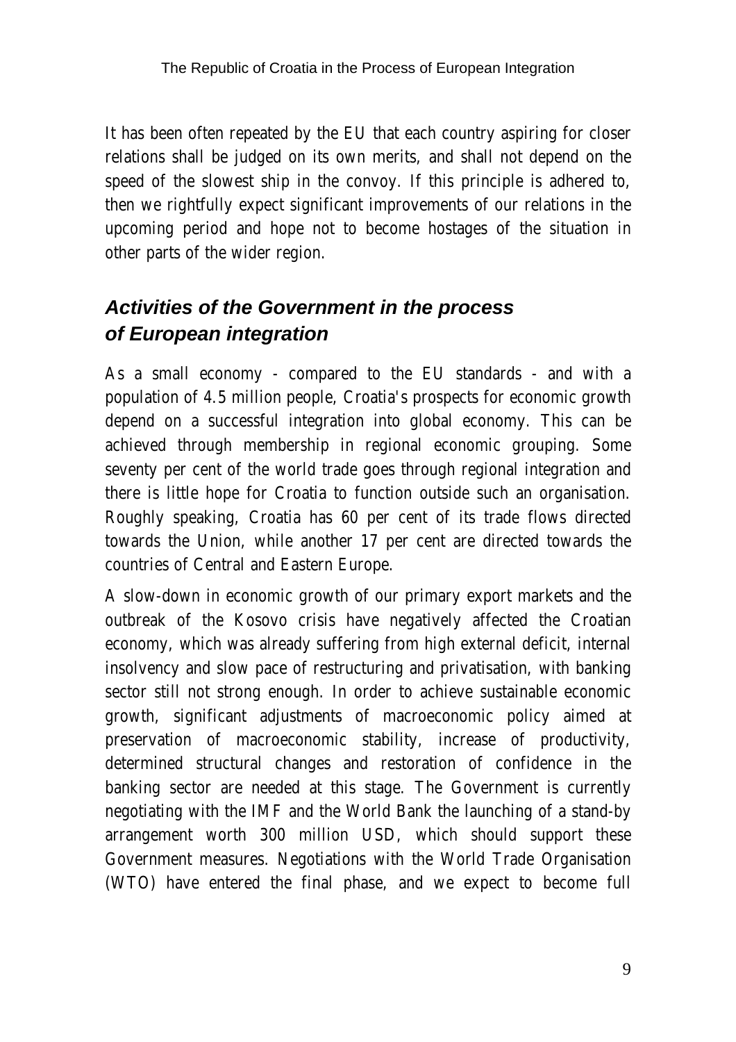It has been often repeated by the EU that each country aspiring for closer relations shall be judged on its own merits, and shall not depend on the speed of the slowest ship in the convoy. If this principle is adhered to, then we rightfully expect significant improvements of our relations in the upcoming period and hope not to become hostages of the situation in other parts of the wider region.

## *Activities of the Government in the process of European integration*

As a small economy - compared to the EU standards - and with a population of 4.5 million people, Croatia's prospects for economic growth depend on a successful integration into global economy. This can be achieved through membership in regional economic grouping. Some seventy per cent of the world trade goes through regional integration and there is little hope for Croatia to function outside such an organisation. Roughly speaking, Croatia has 60 per cent of its trade flows directed towards the Union, while another 17 per cent are directed towards the countries of Central and Eastern Europe.

A slow-down in economic growth of our primary export markets and the outbreak of the Kosovo crisis have negatively affected the Croatian economy, which was already suffering from high external deficit, internal insolvency and slow pace of restructuring and privatisation, with banking sector still not strong enough. In order to achieve sustainable economic growth, significant adjustments of macroeconomic policy aimed at preservation of macroeconomic stability, increase of productivity, determined structural changes and restoration of confidence in the banking sector are needed at this stage. The Government is currently negotiating with the IMF and the World Bank the launching of a stand-by arrangement worth 300 million USD, which should support these Government measures. Negotiations with the World Trade Organisation (WTO) have entered the final phase, and we expect to become full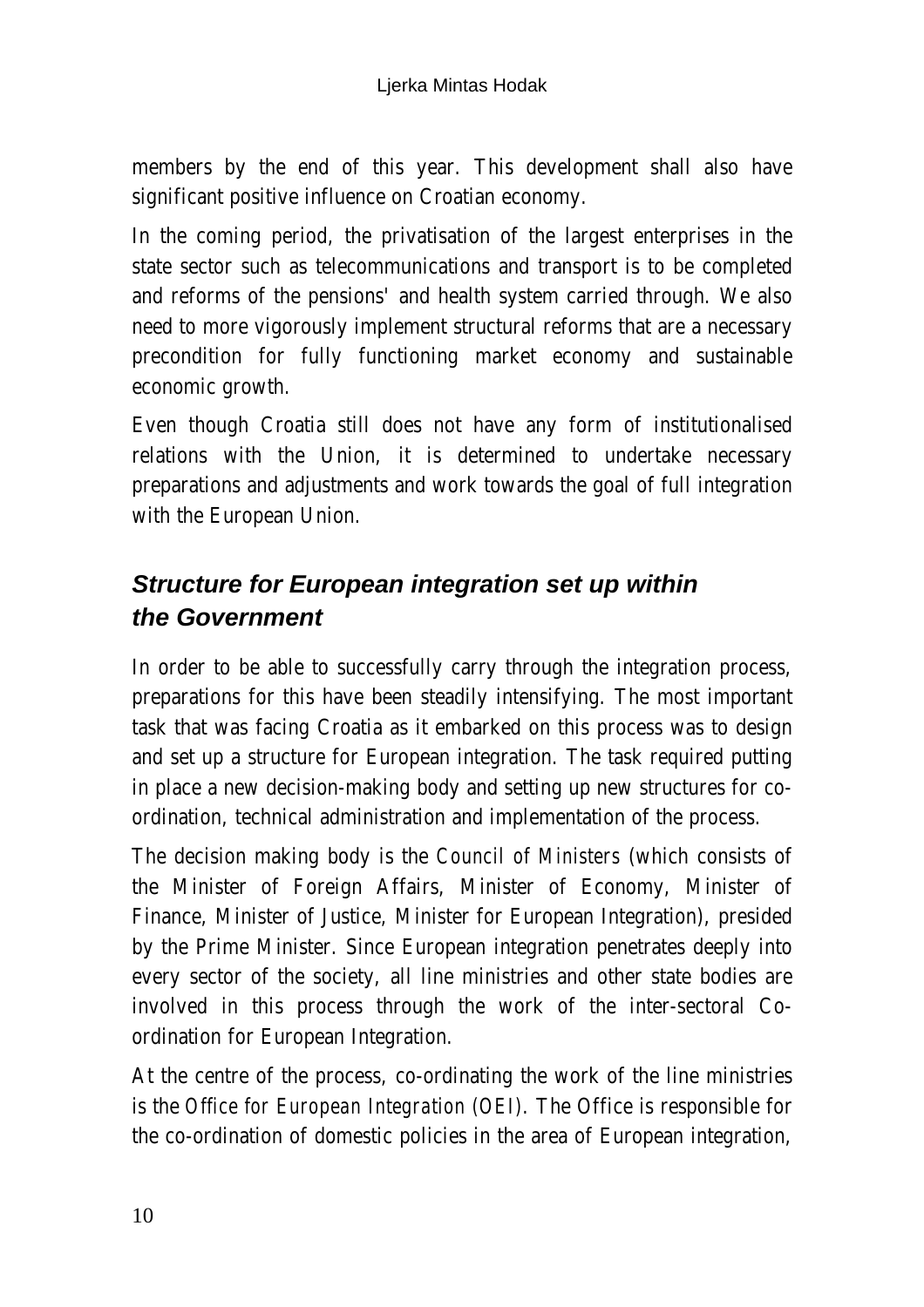members by the end of this year. This development shall also have significant positive influence on Croatian economy.

In the coming period, the privatisation of the largest enterprises in the state sector such as telecommunications and transport is to be completed and reforms of the pensions' and health system carried through. We also need to more vigorously implement structural reforms that are a necessary precondition for fully functioning market economy and sustainable economic growth.

Even though Croatia still does not have any form of institutionalised relations with the Union, it is determined to undertake necessary preparations and adjustments and work towards the goal of full integration with the European Union.

## *Structure for European integration set up within the Government*

In order to be able to successfully carry through the integration process, preparations for this have been steadily intensifying. The most important task that was facing Croatia as it embarked on this process was to design and set up a structure for European integration. The task required putting in place a new decision-making body and setting up new structures for co-ordination, technical administration and implementation of the process.

The decision making body is the *Council of Ministers* (which consists of the Minister of Foreign Affairs, Minister of Economy, Minister of Finance, Minister of Justice, Minister for European Integration), presided by the Prime Minister. Since European integration penetrates deeply into every sector of the society, all line ministries and other state bodies are involved in this process through the work of the inter-sectoral Co-ordination for European Integration.

At the centre of the process, co-ordinating the work of the line ministries is the *Office for European Integration (OEI)*. The Office is responsible for the co-ordination of domestic policies in the area of European integration,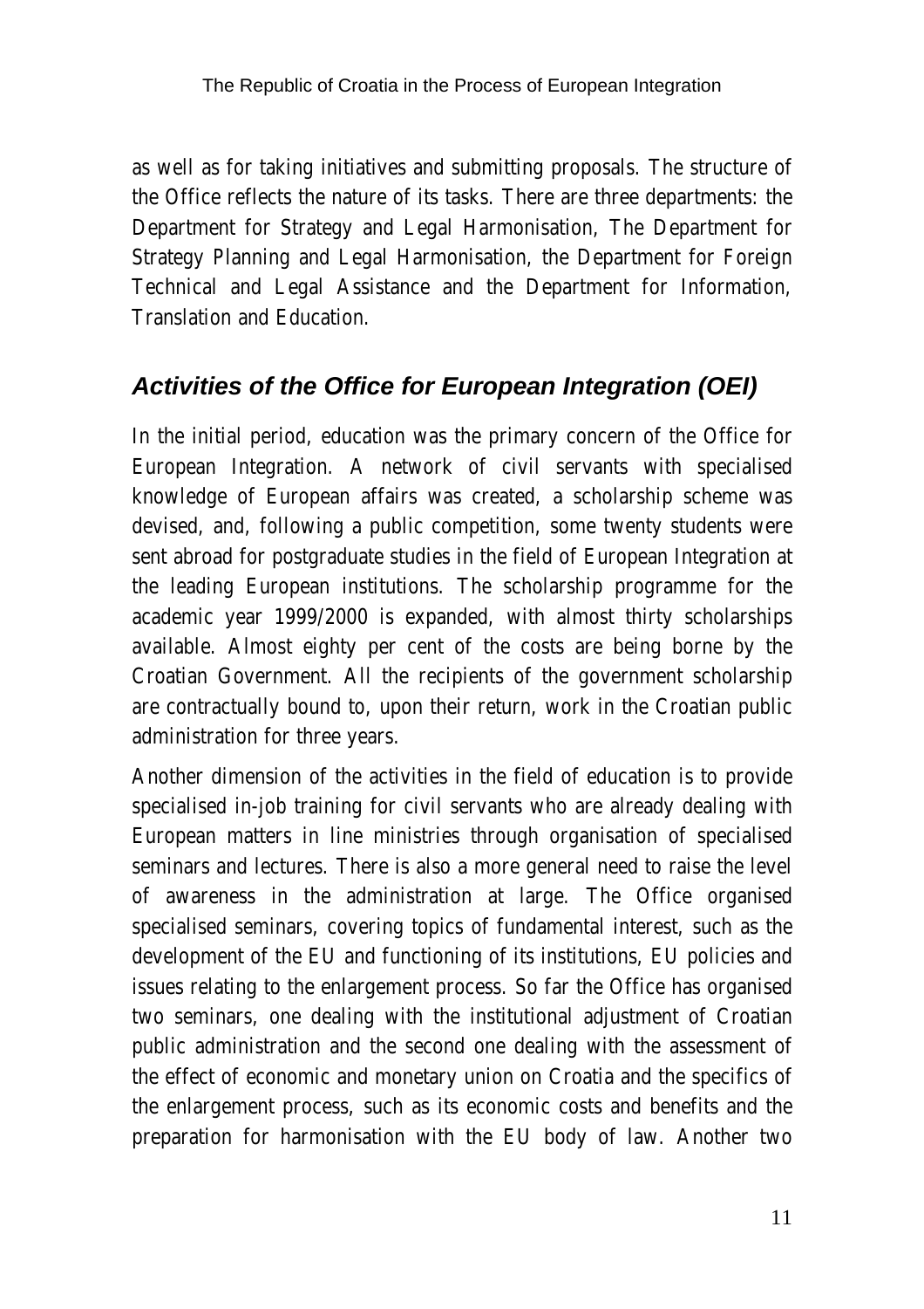as well as for taking initiatives and submitting proposals. The structure of the Office reflects the nature of its tasks. There are three departments: the Department for Strategy and Legal Harmonisation, The Department for Strategy Planning and Legal Harmonisation, the Department for Foreign Technical and Legal Assistance and the Department for Information, Translation and Education.

## *Activities of the Office for European Integration (OEI)*

In the initial period, education was the primary concern of the Office for European Integration. A network of civil servants with specialised knowledge of European affairs was created, a scholarship scheme was devised, and, following a public competition, some twenty students were sent abroad for postgraduate studies in the field of European Integration at the leading European institutions. The scholarship programme for the academic year 1999/2000 is expanded, with almost thirty scholarships available. Almost eighty per cent of the costs are being borne by the Croatian Government. All the recipients of the government scholarship are contractually bound to, upon their return, work in the Croatian public administration for three years.

Another dimension of the activities in the field of education is to provide specialised in-job training for civil servants who are already dealing with European matters in line ministries through organisation of specialised seminars and lectures. There is also a more general need to raise the level of awareness in the administration at large. The Office organised specialised seminars, covering topics of fundamental interest, such as the development of the EU and functioning of its institutions, EU policies and issues relating to the enlargement process. So far the Office has organised two seminars, one dealing with the institutional adjustment of Croatian public administration and the second one dealing with the assessment of the effect of economic and monetary union on Croatia and the specifics of the enlargement process, such as its economic costs and benefits and the preparation for harmonisation with the EU body of law. Another two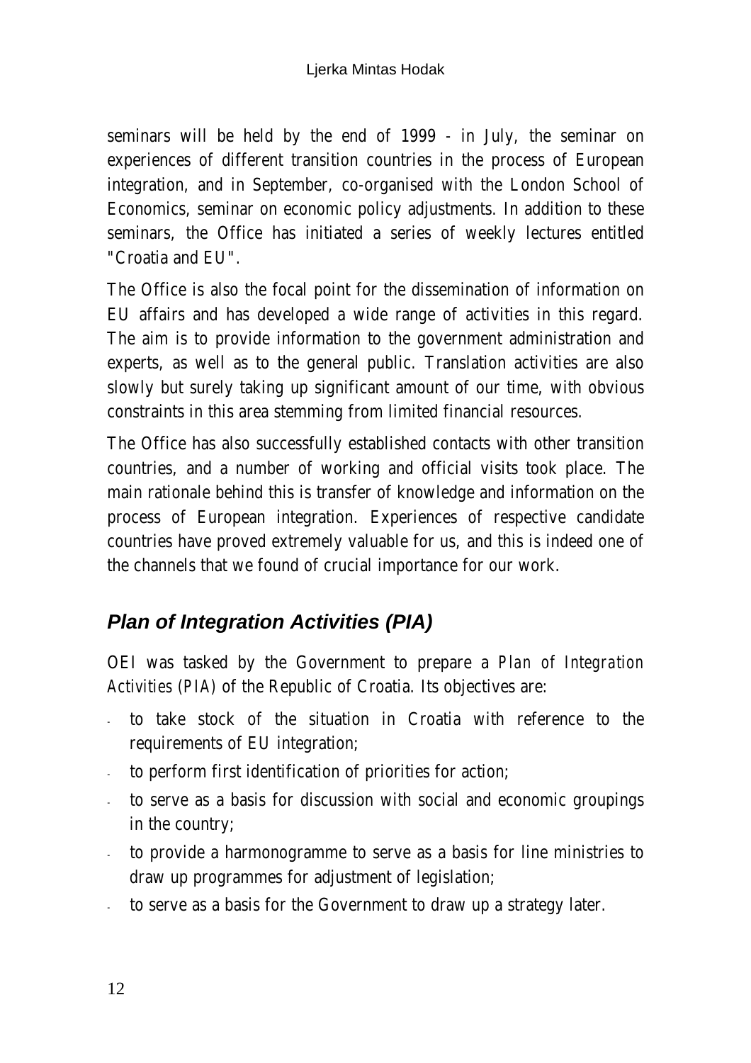seminars will be held by the end of 1999 - in July, the seminar on experiences of different transition countries in the process of European integration, and in September, co-organised with the London School of Economics, seminar on economic policy adjustments. In addition to these seminars, the Office has initiated a series of weekly lectures entitled "Croatia and EU".

The Office is also the focal point for the dissemination of information on EU affairs and has developed a wide range of activities in this regard. The aim is to provide information to the government administration and experts, as well as to the general public. Translation activities are also slowly but surely taking up significant amount of our time, with obvious constraints in this area stemming from limited financial resources.

The Office has also successfully established contacts with other transition countries, and a number of working and official visits took place. The main rationale behind this is transfer of knowledge and information on the process of European integration. Experiences of respective candidate countries have proved extremely valuable for us, and this is indeed one of the channels that we found of crucial importance for our work.

## *Plan of Integration Activities (PIA)*

OEI was tasked by the Government to prepare a *Plan of Integration Activities (PIA)* of the Republic of Croatia. Its objectives are:

- to take stock of the situation in Croatia with reference to the requirements of EU integration;
- to perform first identification of priorities for action;
- to serve as a basis for discussion with social and economic groupings in the country;
- to provide a harmonogramme to serve as a basis for line ministries to draw up programmes for adjustment of legislation;
- to serve as a basis for the Government to draw up a strategy later.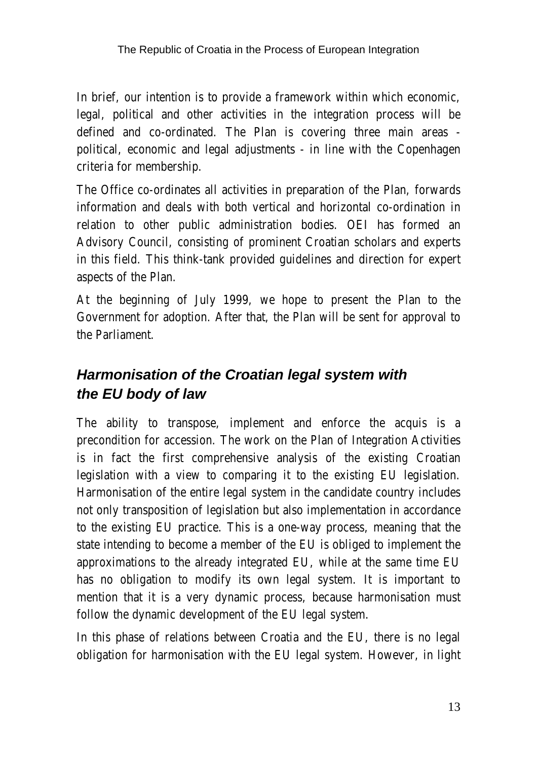In brief, our intention is to provide a framework within which economic, legal, political and other activities in the integration process will be defined and co-ordinated. The Plan is covering three main areas - political, economic and legal adjustments - in line with the Copenhagen criteria for membership.

The Office co-ordinates all activities in preparation of the Plan, forwards information and deals with both vertical and horizontal co-ordination in relation to other public administration bodies. OEI has formed an Advisory Council, consisting of prominent Croatian scholars and experts in this field. This think-tank provided guidelines and direction for expert aspects of the Plan.

At the beginning of July 1999, we hope to present the Plan to the Government for adoption. After that, the Plan will be sent for approval to the Parliament.

## *Harmonisation of the Croatian legal system with the EU body of law*

The ability to transpose, implement and enforce the acquis is a precondition for accession. The work on the Plan of Integration Activities is in fact the first comprehensive analysis of the existing Croatian legislation with a view to comparing it to the existing EU legislation. Harmonisation of the entire legal system in the candidate country includes not only transposition of legislation but also implementation in accordance to the existing EU practice. This is a one-way process, meaning that the state intending to become a member of the EU is obliged to implement the approximations to the already integrated EU, while at the same time EU has no obligation to modify its own legal system. It is important to mention that it is a very dynamic process, because harmonisation must follow the dynamic development of the EU legal system.

In this phase of relations between Croatia and the EU, there is no legal obligation for harmonisation with the EU legal system. However, in light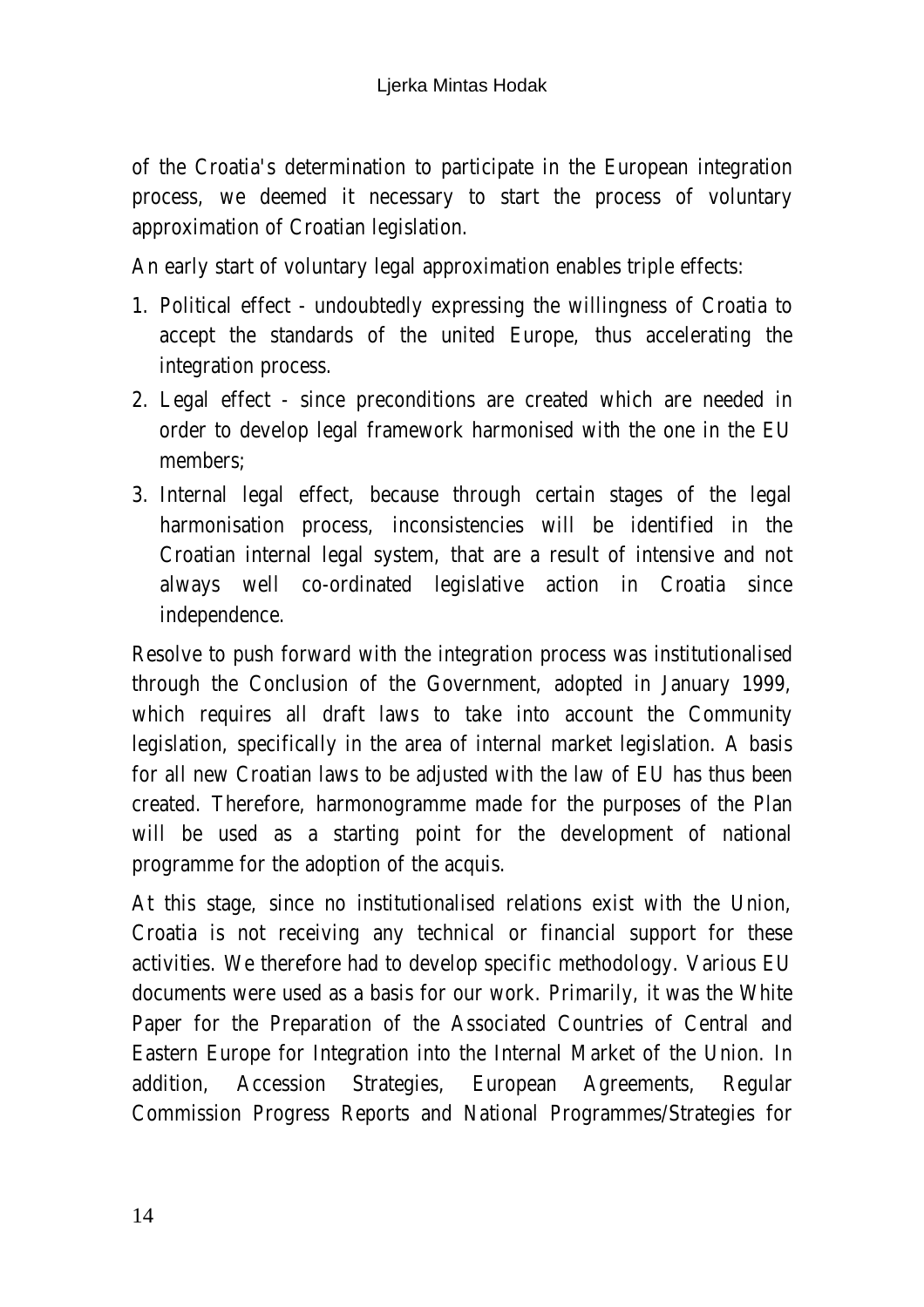of the Croatia's determination to participate in the European integration process, we deemed it necessary to start the process of voluntary approximation of Croatian legislation.

An early start of voluntary legal approximation enables triple effects:

1. Political effect - undoubtedly expressing the willingness of Croatia to accept the standards of the united Europe, thus accelerating the integration process.
2. Legal effect - since preconditions are created which are needed in order to develop legal framework harmonised with the one in the EU members;
3. Internal legal effect, because through certain stages of the legal harmonisation process, inconsistencies will be identified in the Croatian internal legal system, that are a result of intensive and not always well co-ordinated legislative action in Croatia since independence.

Resolve to push forward with the integration process was institutionalised through the Conclusion of the Government, adopted in January 1999, which requires all draft laws to take into account the Community legislation, specifically in the area of internal market legislation. A basis for all new Croatian laws to be adjusted with the law of EU has thus been created. Therefore, harmonogramme made for the purposes of the Plan will be used as a starting point for the development of national programme for the adoption of the acquis.

At this stage, since no institutionalised relations exist with the Union, Croatia is not receiving any technical or financial support for these activities. We therefore had to develop specific methodology. Various EU documents were used as a basis for our work. Primarily, it was the White Paper for the Preparation of the Associated Countries of Central and Eastern Europe for Integration into the Internal Market of the Union. In addition, Accession Strategies, European Agreements, Regular Commission Progress Reports and National Programmes/Strategies for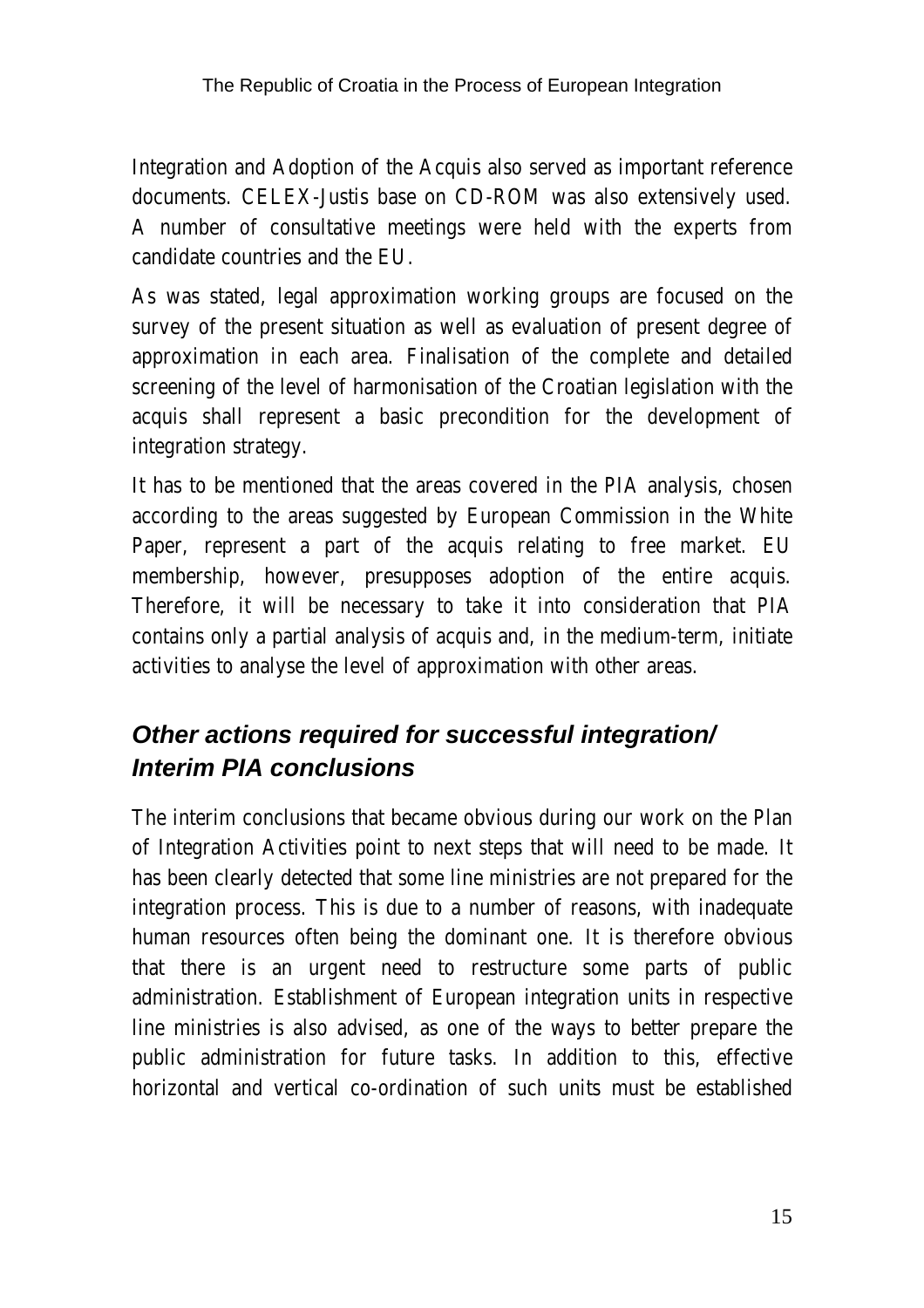Integration and Adoption of the Acquis also served as important reference documents. CELEX-Justis base on CD-ROM was also extensively used. A number of consultative meetings were held with the experts from candidate countries and the EU.

As was stated, legal approximation working groups are focused on the survey of the present situation as well as evaluation of present degree of approximation in each area. Finalisation of the complete and detailed screening of the level of harmonisation of the Croatian legislation with the acquis shall represent a basic precondition for the development of integration strategy.

It has to be mentioned that the areas covered in the PIA analysis, chosen according to the areas suggested by European Commission in the White Paper, represent a part of the acquis relating to free market. EU membership, however, presupposes adoption of the entire acquis. Therefore, it will be necessary to take it into consideration that PIA contains only a partial analysis of acquis and, in the medium-term, initiate activities to analyse the level of approximation with other areas.

## *Other actions required for successful integration/ Interim PIA conclusions*

The interim conclusions that became obvious during our work on the Plan of Integration Activities point to next steps that will need to be made. It has been clearly detected that some line ministries are not prepared for the integration process. This is due to a number of reasons, with inadequate human resources often being the dominant one. It is therefore obvious that there is an urgent need to restructure some parts of public administration. Establishment of European integration units in respective line ministries is also advised, as one of the ways to better prepare the public administration for future tasks. In addition to this, effective horizontal and vertical co-ordination of such units must be established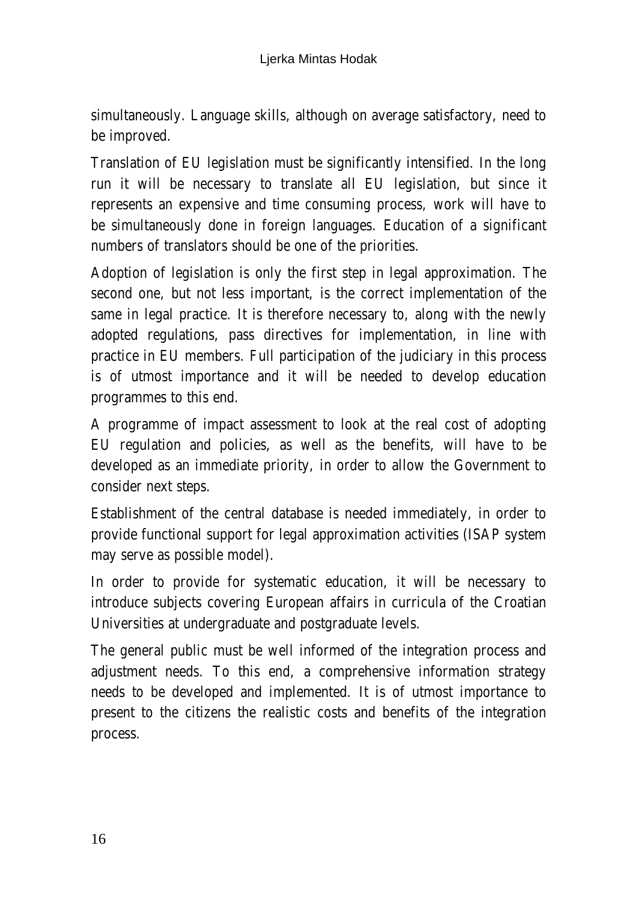simultaneously. Language skills, although on average satisfactory, need to be improved.

Translation of EU legislation must be significantly intensified. In the long run it will be necessary to translate all EU legislation, but since it represents an expensive and time consuming process, work will have to be simultaneously done in foreign languages. Education of a significant numbers of translators should be one of the priorities.

Adoption of legislation is only the first step in legal approximation. The second one, but not less important, is the correct implementation of the same in legal practice. It is therefore necessary to, along with the newly adopted regulations, pass directives for implementation, in line with practice in EU members. Full participation of the judiciary in this process is of utmost importance and it will be needed to develop education programmes to this end.

A programme of impact assessment to look at the real cost of adopting EU regulation and policies, as well as the benefits, will have to be developed as an immediate priority, in order to allow the Government to consider next steps.

Establishment of the central database is needed immediately, in order to provide functional support for legal approximation activities (ISAP system may serve as possible model).

In order to provide for systematic education, it will be necessary to introduce subjects covering European affairs in curricula of the Croatian Universities at undergraduate and postgraduate levels.

The general public must be well informed of the integration process and adjustment needs. To this end, a comprehensive information strategy needs to be developed and implemented. It is of utmost importance to present to the citizens the realistic costs and benefits of the integration process.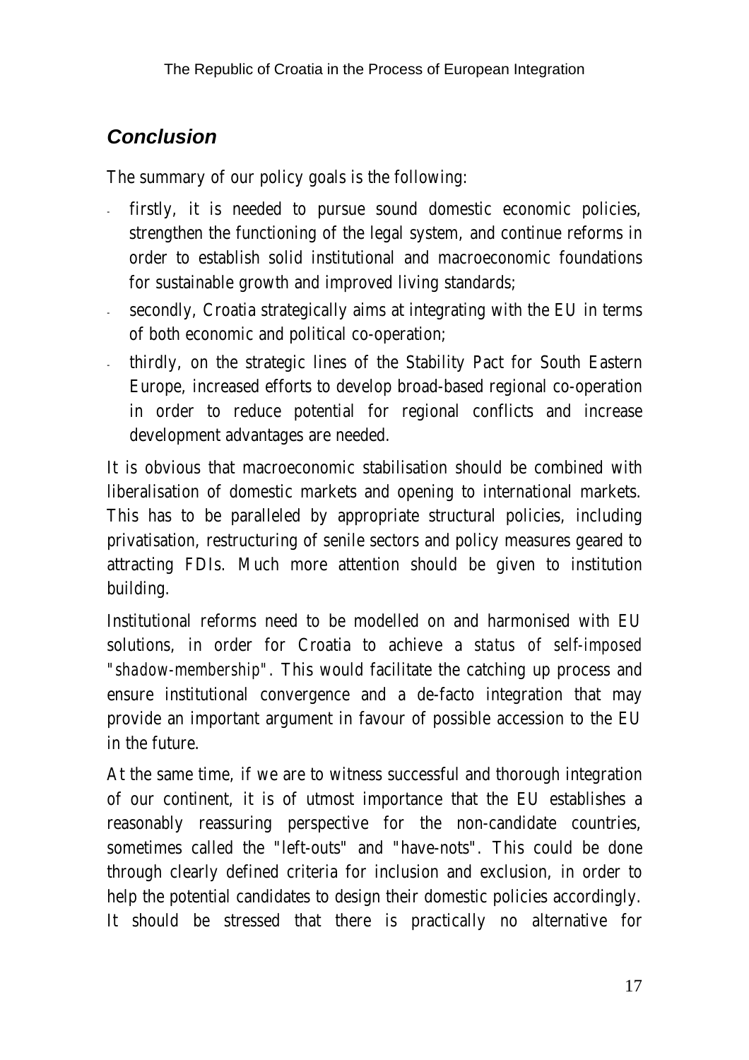## *Conclusion*

The summary of our policy goals is the following:

- firstly, it is needed to pursue sound domestic economic policies, strengthen the functioning of the legal system, and continue reforms in order to establish solid institutional and macroeconomic foundations for sustainable growth and improved living standards;
- secondly, Croatia strategically aims at integrating with the EU in terms of both economic and political co-operation;
- thirdly, on the strategic lines of the Stability Pact for South Eastern Europe, increased efforts to develop broad-based regional co-operation in order to reduce potential for regional conflicts and increase development advantages are needed.

It is obvious that macroeconomic stabilisation should be combined with liberalisation of domestic markets and opening to international markets. This has to be paralleled by appropriate structural policies, including privatisation, restructuring of senile sectors and policy measures geared to attracting FDIs. Much more attention should be given to institution building.

Institutional reforms need to be modelled on and harmonised with EU solutions, in order for Croatia to achieve a *status of self-imposed "shadow-membership"*. This would facilitate the catching up process and ensure institutional convergence and a de-facto integration that may provide an important argument in favour of possible accession to the EU in the future.

At the same time, if we are to witness successful and thorough integration of our continent, it is of utmost importance that the EU establishes a reasonably reassuring perspective for the non-candidate countries, sometimes called the "left-outs" and "have-nots". This could be done through clearly defined criteria for inclusion and exclusion, in order to help the potential candidates to design their domestic policies accordingly. It should be stressed that there is practically no alternative for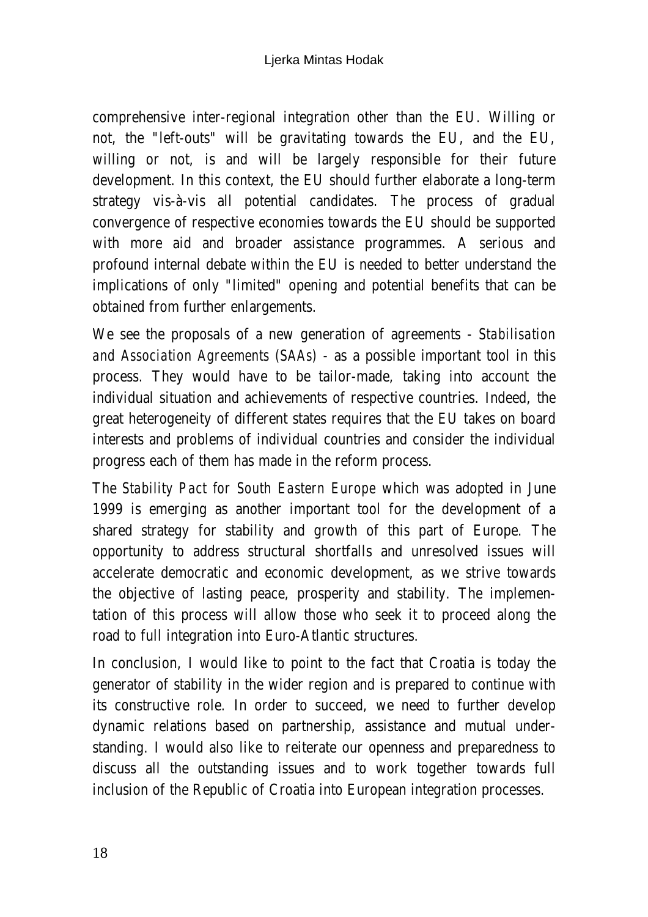comprehensive inter-regional integration other than the EU. Willing or not, the "left-outs" will be gravitating towards the EU, and the EU, willing or not, is and will be largely responsible for their future development. In this context, the EU should further elaborate a long-term strategy vis-à-vis all potential candidates. The process of gradual convergence of respective economies towards the EU should be supported with more aid and broader assistance programmes. A serious and profound internal debate within the EU is needed to better understand the implications of only "limited" opening and potential benefits that can be obtained from further enlargements.

We see the proposals of a new generation of agreements - *Stabilisation and Association Agreements (SAAs)* - as a possible important tool in this process. They would have to be tailor-made, taking into account the individual situation and achievements of respective countries. Indeed, the great heterogeneity of different states requires that the EU takes on board interests and problems of individual countries and consider the individual progress each of them has made in the reform process.

The *Stability Pact for South Eastern Europe* which was adopted in June 1999 is emerging as another important tool for the development of a shared strategy for stability and growth of this part of Europe. The opportunity to address structural shortfalls and unresolved issues will accelerate democratic and economic development, as we strive towards the objective of lasting peace, prosperity and stability. The implementation of this process will allow those who seek it to proceed along the road to full integration into Euro-Atlantic structures.

In conclusion, I would like to point to the fact that Croatia is today the generator of stability in the wider region and is prepared to continue with its constructive role. In order to succeed, we need to further develop dynamic relations based on partnership, assistance and mutual understanding. I would also like to reiterate our openness and preparedness to discuss all the outstanding issues and to work together towards full inclusion of the Republic of Croatia into European integration processes.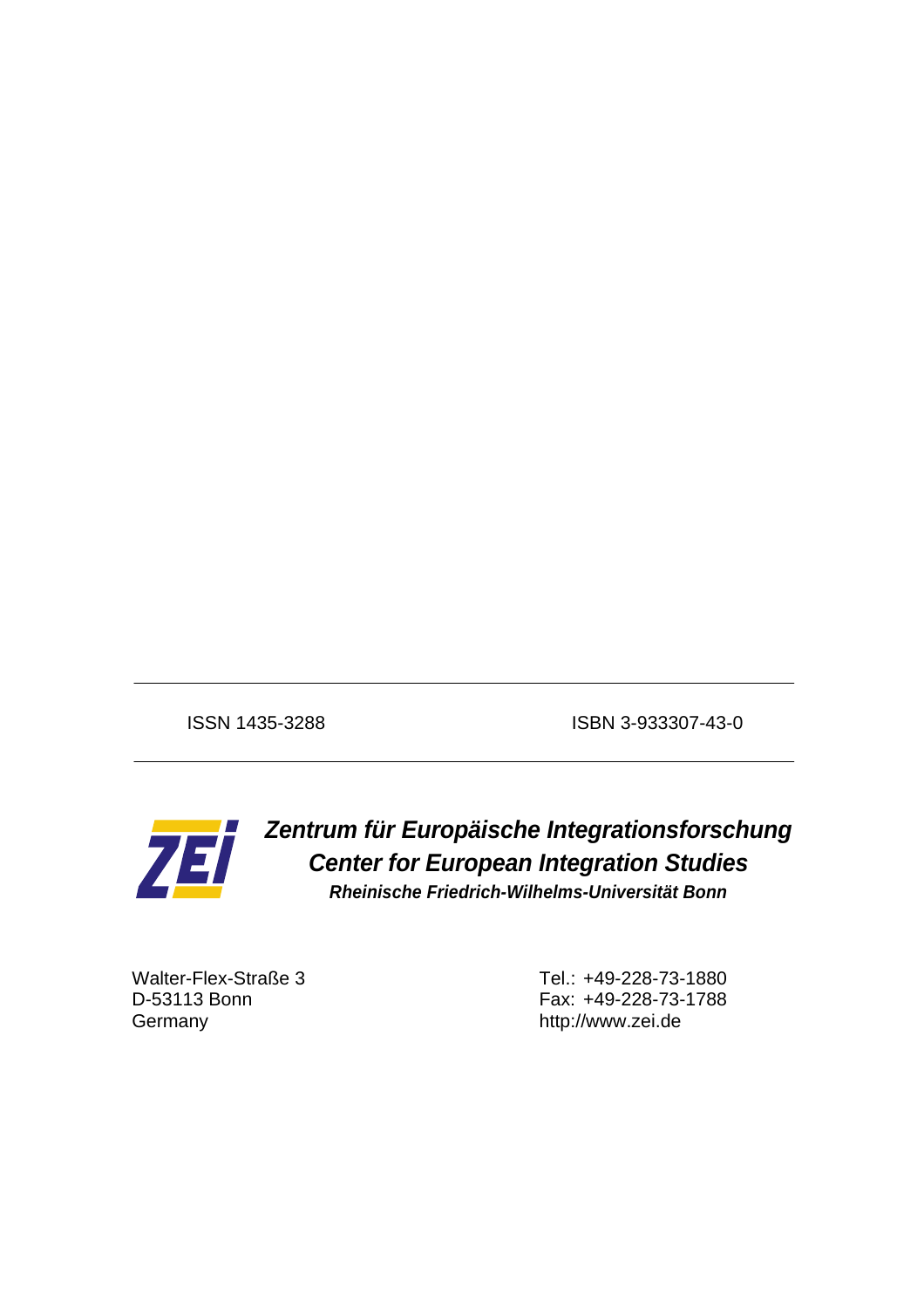ISSN 1435-3288 ISBN 3-933307-43-0

***Zentrum für Europäische Integrationsforschung***
***Center for European Integration Studies***
***Rheinische Friedrich-Wilhelms-Universität Bonn***

Walter-Flex-Straße 3
D-53113 Bonn
Germany

Tel.: +49-228-73-1880
Fax: +49-228-73-1788
http://www.zei.de